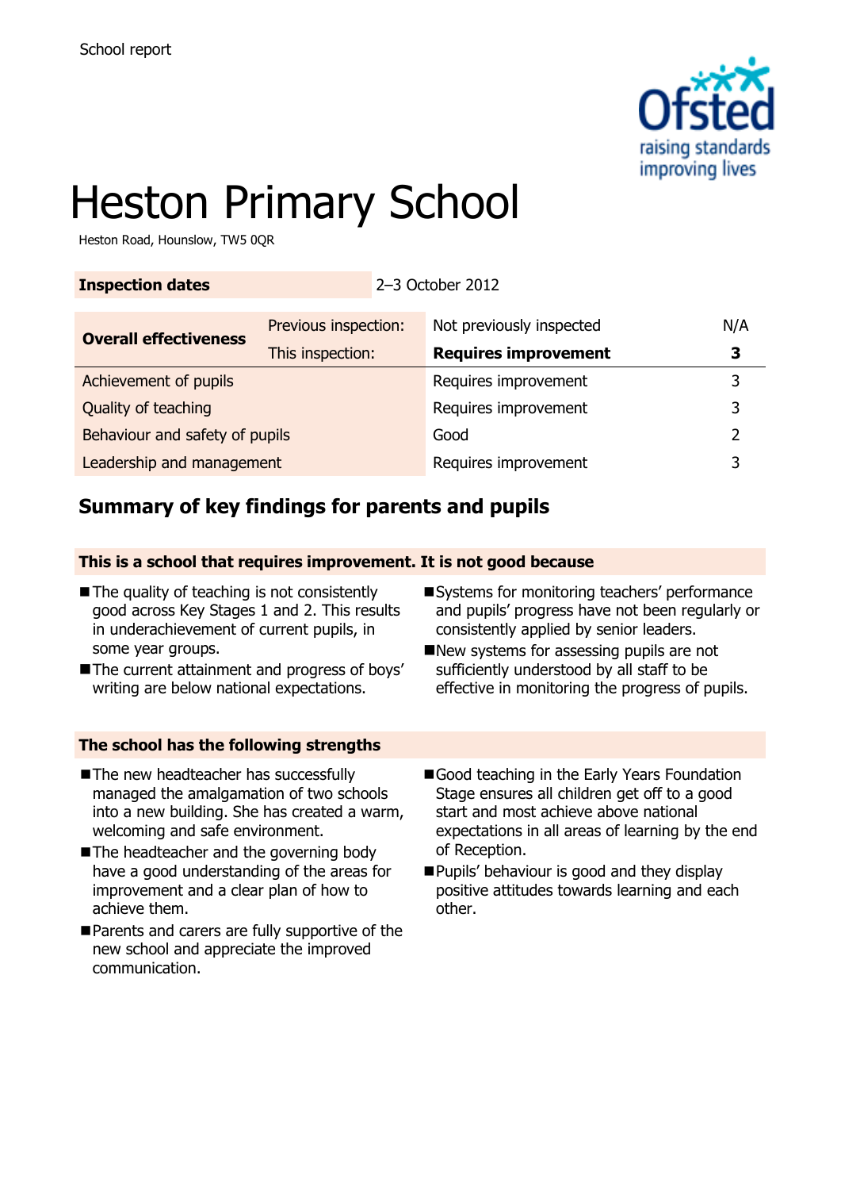School report

# Heston Primary School

Heston Road, Hounslow, TW5 0QR

| Inspection dates | 2–3 October 2012 | | |
|---|---|---|---|

| Overall effectiveness | Previous inspection: | Not previously inspected | N/A |
|---|---|---|---|
| | This inspection: | **Requires improvement** | **3** |
| Achievement of pupils | | Requires improvement | 3 |
| Quality of teaching | | Requires improvement | 3 |
| Behaviour and safety of pupils | | Good | 2 |
| Leadership and management | | Requires improvement | 3 |

## Summary of key findings for parents and pupils

### This is a school that requires improvement. It is not good because

- The quality of teaching is not consistently good across Key Stages 1 and 2. This results in underachievement of current pupils, in some year groups.
- The current attainment and progress of boys' writing are below national expectations.
- Systems for monitoring teachers' performance and pupils' progress have not been regularly or consistently applied by senior leaders.
- New systems for assessing pupils are not sufficiently understood by all staff to be effective in monitoring the progress of pupils.

### The school has the following strengths

- The new headteacher has successfully managed the amalgamation of two schools into a new building. She has created a warm, welcoming and safe environment.
- The headteacher and the governing body have a good understanding of the areas for improvement and a clear plan of how to achieve them.
- Parents and carers are fully supportive of the new school and appreciate the improved communication.
- Good teaching in the Early Years Foundation Stage ensures all children get off to a good start and most achieve above national expectations in all areas of learning by the end of Reception.
- Pupils' behaviour is good and they display positive attitudes towards learning and each other.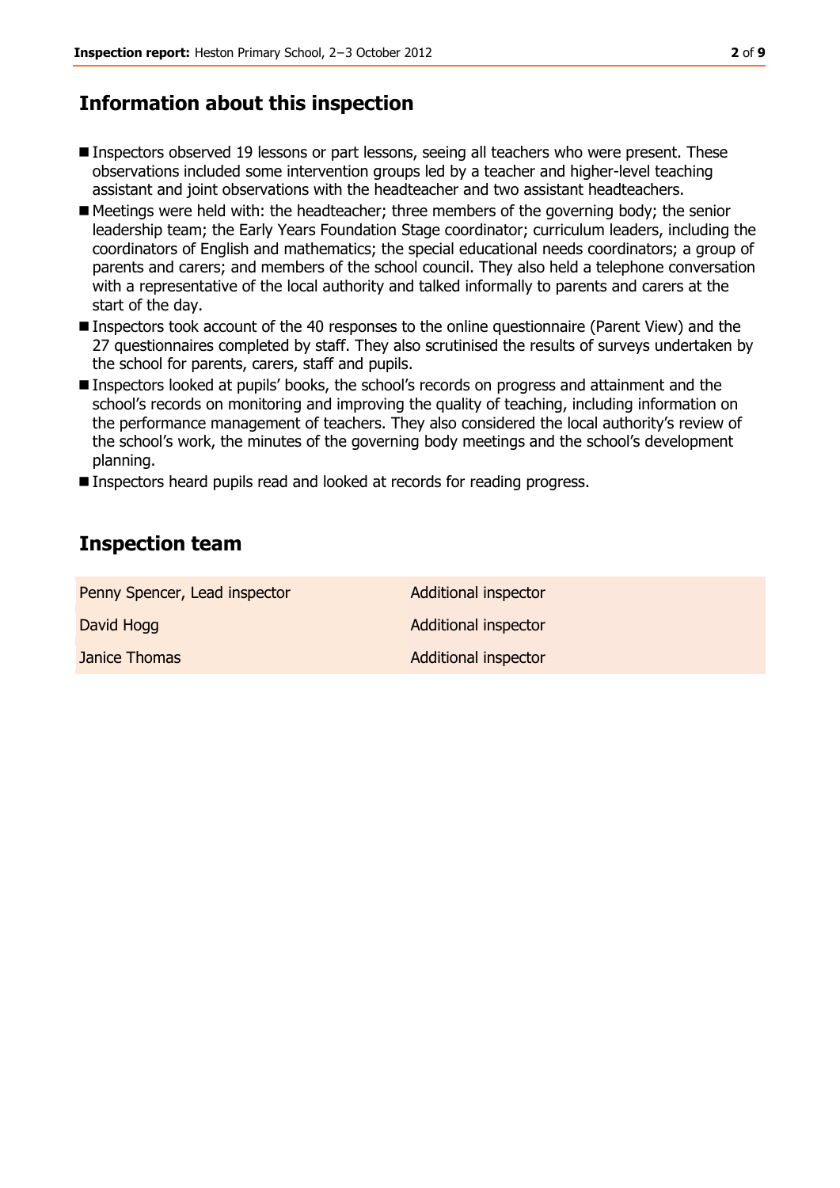## Information about this inspection

- Inspectors observed 19 lessons or part lessons, seeing all teachers who were present. These observations included some intervention groups led by a teacher and higher-level teaching assistant and joint observations with the headteacher and two assistant headteachers.
- Meetings were held with: the headteacher; three members of the governing body; the senior leadership team; the Early Years Foundation Stage coordinator; curriculum leaders, including the coordinators of English and mathematics; the special educational needs coordinators; a group of parents and carers; and members of the school council. They also held a telephone conversation with a representative of the local authority and talked informally to parents and carers at the start of the day.
- Inspectors took account of the 40 responses to the online questionnaire (Parent View) and the 27 questionnaires completed by staff. They also scrutinised the results of surveys undertaken by the school for parents, carers, staff and pupils.
- Inspectors looked at pupils' books, the school's records on progress and attainment and the school's records on monitoring and improving the quality of teaching, including information on the performance management of teachers. They also considered the local authority's review of the school's work, the minutes of the governing body meetings and the school's development planning.
- Inspectors heard pupils read and looked at records for reading progress.

## Inspection team

| | |
|---|---|
| Penny Spencer, Lead inspector | Additional inspector |
| David Hogg | Additional inspector |
| Janice Thomas | Additional inspector |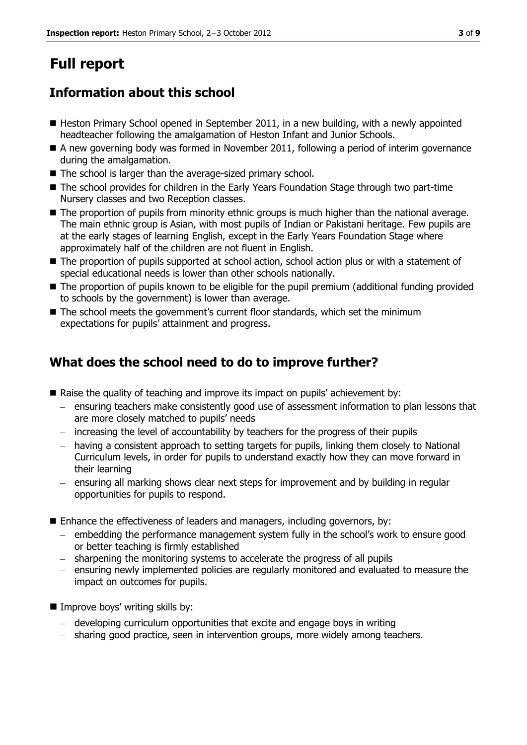# Full report

## Information about this school

- Heston Primary School opened in September 2011, in a new building, with a newly appointed headteacher following the amalgamation of Heston Infant and Junior Schools.
- A new governing body was formed in November 2011, following a period of interim governance during the amalgamation.
- The school is larger than the average-sized primary school.
- The school provides for children in the Early Years Foundation Stage through two part-time Nursery classes and two Reception classes.
- The proportion of pupils from minority ethnic groups is much higher than the national average. The main ethnic group is Asian, with most pupils of Indian or Pakistani heritage. Few pupils are at the early stages of learning English, except in the Early Years Foundation Stage where approximately half of the children are not fluent in English.
- The proportion of pupils supported at school action, school action plus or with a statement of special educational needs is lower than other schools nationally.
- The proportion of pupils known to be eligible for the pupil premium (additional funding provided to schools by the government) is lower than average.
- The school meets the government's current floor standards, which set the minimum expectations for pupils' attainment and progress.

## What does the school need to do to improve further?

- Raise the quality of teaching and improve its impact on pupils' achievement by:
  - ensuring teachers make consistently good use of assessment information to plan lessons that are more closely matched to pupils' needs
  - increasing the level of accountability by teachers for the progress of their pupils
  - having a consistent approach to setting targets for pupils, linking them closely to National Curriculum levels, in order for pupils to understand exactly how they can move forward in their learning
  - ensuring all marking shows clear next steps for improvement and by building in regular opportunities for pupils to respond.
- Enhance the effectiveness of leaders and managers, including governors, by:
  - embedding the performance management system fully in the school's work to ensure good or better teaching is firmly established
  - sharpening the monitoring systems to accelerate the progress of all pupils
  - ensuring newly implemented policies are regularly monitored and evaluated to measure the impact on outcomes for pupils.
- Improve boys' writing skills by:
  - developing curriculum opportunities that excite and engage boys in writing
  - sharing good practice, seen in intervention groups, more widely among teachers.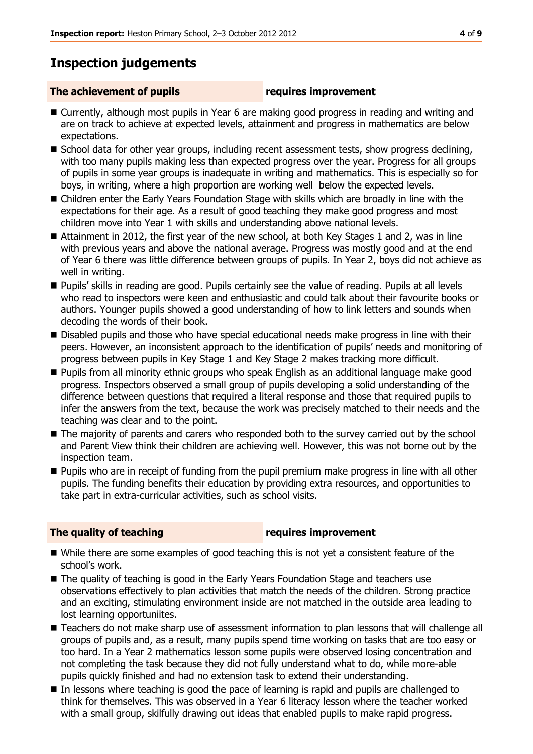## Inspection judgements

**The achievement of pupils** **requires improvement**

- Currently, although most pupils in Year 6 are making good progress in reading and writing and are on track to achieve at expected levels, attainment and progress in mathematics are below expectations.
- School data for other year groups, including recent assessment tests, show progress declining, with too many pupils making less than expected progress over the year. Progress for all groups of pupils in some year groups is inadequate in writing and mathematics. This is especially so for boys, in writing, where a high proportion are working well below the expected levels.
- Children enter the Early Years Foundation Stage with skills which are broadly in line with the expectations for their age. As a result of good teaching they make good progress and most children move into Year 1 with skills and understanding above national levels.
- Attainment in 2012, the first year of the new school, at both Key Stages 1 and 2, was in line with previous years and above the national average. Progress was mostly good and at the end of Year 6 there was little difference between groups of pupils. In Year 2, boys did not achieve as well in writing.
- Pupils' skills in reading are good. Pupils certainly see the value of reading. Pupils at all levels who read to inspectors were keen and enthusiastic and could talk about their favourite books or authors. Younger pupils showed a good understanding of how to link letters and sounds when decoding the words of their book.
- Disabled pupils and those who have special educational needs make progress in line with their peers. However, an inconsistent approach to the identification of pupils' needs and monitoring of progress between pupils in Key Stage 1 and Key Stage 2 makes tracking more difficult.
- Pupils from all minority ethnic groups who speak English as an additional language make good progress. Inspectors observed a small group of pupils developing a solid understanding of the difference between questions that required a literal response and those that required pupils to infer the answers from the text, because the work was precisely matched to their needs and the teaching was clear and to the point.
- The majority of parents and carers who responded both to the survey carried out by the school and Parent View think their children are achieving well. However, this was not borne out by the inspection team.
- Pupils who are in receipt of funding from the pupil premium make progress in line with all other pupils. The funding benefits their education by providing extra resources, and opportunities to take part in extra-curricular activities, such as school visits.

**The quality of teaching** **requires improvement**

- While there are some examples of good teaching this is not yet a consistent feature of the school's work.
- The quality of teaching is good in the Early Years Foundation Stage and teachers use observations effectively to plan activities that match the needs of the children. Strong practice and an exciting, stimulating environment inside are not matched in the outside area leading to lost learning opportuniites.
- Teachers do not make sharp use of assessment information to plan lessons that will challenge all groups of pupils and, as a result, many pupils spend time working on tasks that are too easy or too hard. In a Year 2 mathematics lesson some pupils were observed losing concentration and not completing the task because they did not fully understand what to do, while more-able pupils quickly finished and had no extension task to extend their understanding.
- In lessons where teaching is good the pace of learning is rapid and pupils are challenged to think for themselves. This was observed in a Year 6 literacy lesson where the teacher worked with a small group, skilfully drawing out ideas that enabled pupils to make rapid progress.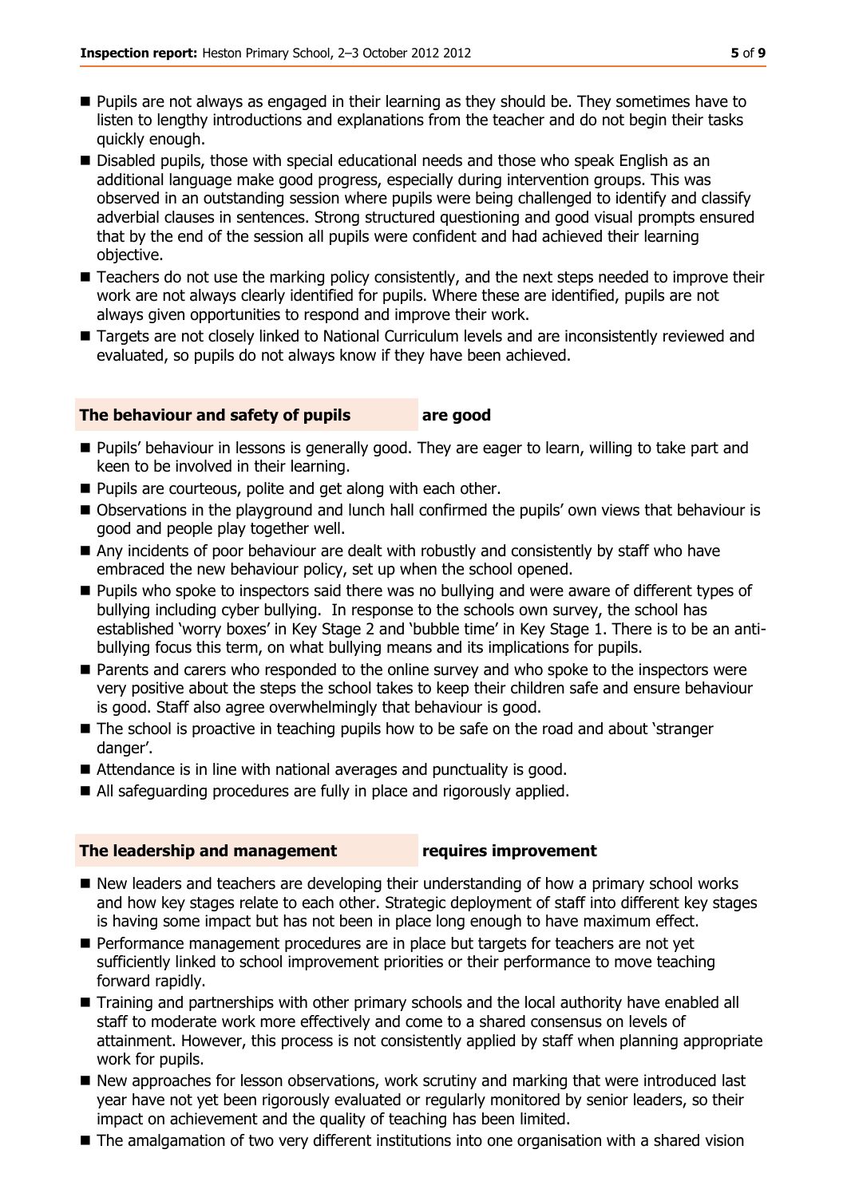- Pupils are not always as engaged in their learning as they should be. They sometimes have to listen to lengthy introductions and explanations from the teacher and do not begin their tasks quickly enough.
- Disabled pupils, those with special educational needs and those who speak English as an additional language make good progress, especially during intervention groups. This was observed in an outstanding session where pupils were being challenged to identify and classify adverbial clauses in sentences. Strong structured questioning and good visual prompts ensured that by the end of the session all pupils were confident and had achieved their learning objective.
- Teachers do not use the marking policy consistently, and the next steps needed to improve their work are not always clearly identified for pupils. Where these are identified, pupils are not always given opportunities to respond and improve their work.
- Targets are not closely linked to National Curriculum levels and are inconsistently reviewed and evaluated, so pupils do not always know if they have been achieved.

## The behaviour and safety of pupils are good

- Pupils' behaviour in lessons is generally good. They are eager to learn, willing to take part and keen to be involved in their learning.
- Pupils are courteous, polite and get along with each other.
- Observations in the playground and lunch hall confirmed the pupils' own views that behaviour is good and people play together well.
- Any incidents of poor behaviour are dealt with robustly and consistently by staff who have embraced the new behaviour policy, set up when the school opened.
- Pupils who spoke to inspectors said there was no bullying and were aware of different types of bullying including cyber bullying. In response to the schools own survey, the school has established 'worry boxes' in Key Stage 2 and 'bubble time' in Key Stage 1. There is to be an anti-bullying focus this term, on what bullying means and its implications for pupils.
- Parents and carers who responded to the online survey and who spoke to the inspectors were very positive about the steps the school takes to keep their children safe and ensure behaviour is good. Staff also agree overwhelmingly that behaviour is good.
- The school is proactive in teaching pupils how to be safe on the road and about 'stranger danger'.
- Attendance is in line with national averages and punctuality is good.
- All safeguarding procedures are fully in place and rigorously applied.

## The leadership and management requires improvement

- New leaders and teachers are developing their understanding of how a primary school works and how key stages relate to each other. Strategic deployment of staff into different key stages is having some impact but has not been in place long enough to have maximum effect.
- Performance management procedures are in place but targets for teachers are not yet sufficiently linked to school improvement priorities or their performance to move teaching forward rapidly.
- Training and partnerships with other primary schools and the local authority have enabled all staff to moderate work more effectively and come to a shared consensus on levels of attainment. However, this process is not consistently applied by staff when planning appropriate work for pupils.
- New approaches for lesson observations, work scrutiny and marking that were introduced last year have not yet been rigorously evaluated or regularly monitored by senior leaders, so their impact on achievement and the quality of teaching has been limited.
- The amalgamation of two very different institutions into one organisation with a shared vision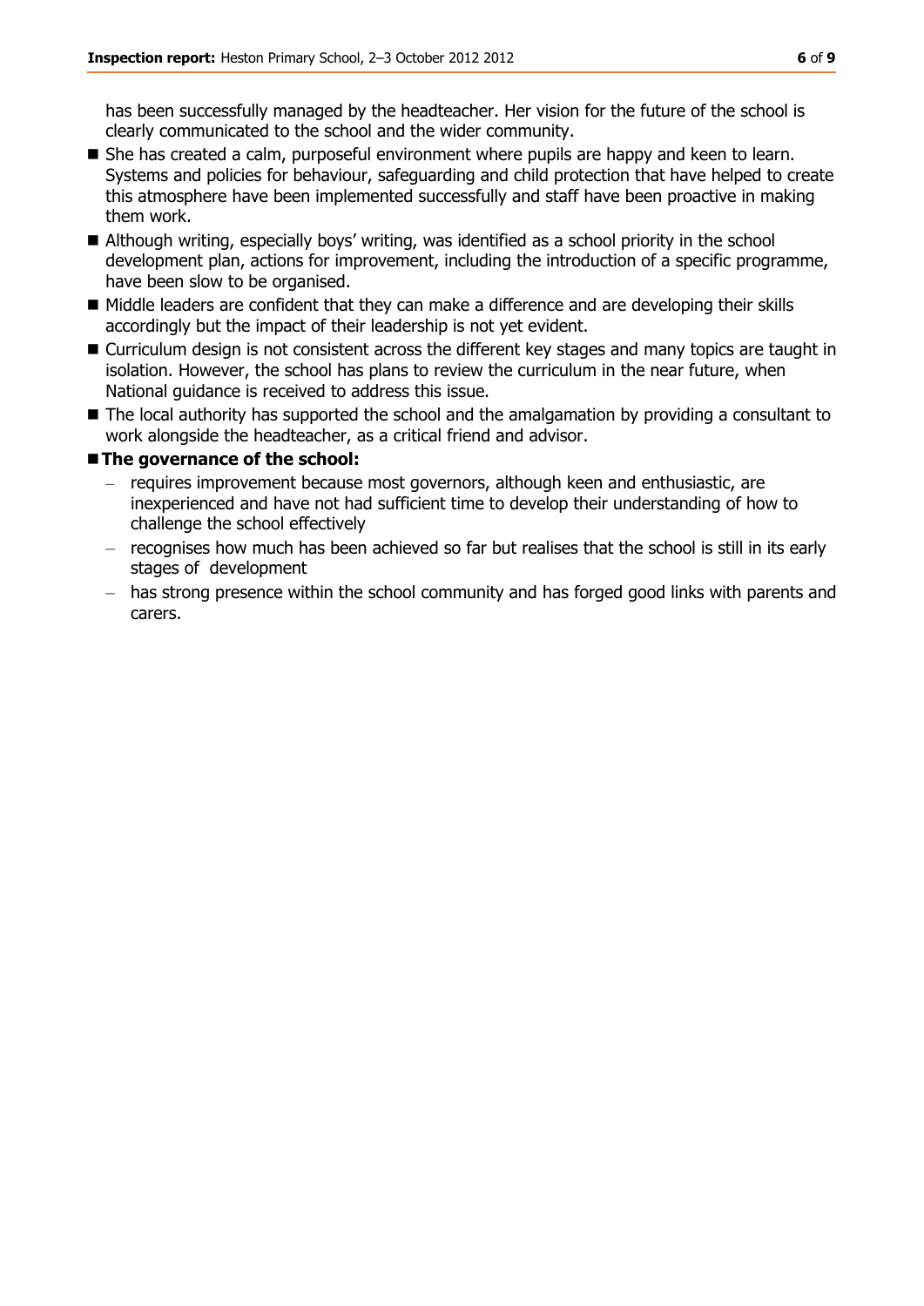has been successfully managed by the headteacher. Her vision for the future of the school is clearly communicated to the school and the wider community.

- She has created a calm, purposeful environment where pupils are happy and keen to learn. Systems and policies for behaviour, safeguarding and child protection that have helped to create this atmosphere have been implemented successfully and staff have been proactive in making them work.
- Although writing, especially boys' writing, was identified as a school priority in the school development plan, actions for improvement, including the introduction of a specific programme, have been slow to be organised.
- Middle leaders are confident that they can make a difference and are developing their skills accordingly but the impact of their leadership is not yet evident.
- Curriculum design is not consistent across the different key stages and many topics are taught in isolation. However, the school has plans to review the curriculum in the near future, when National guidance is received to address this issue.
- The local authority has supported the school and the amalgamation by providing a consultant to work alongside the headteacher, as a critical friend and advisor.
- **The governance of the school:**
  - requires improvement because most governors, although keen and enthusiastic, are inexperienced and have not had sufficient time to develop their understanding of how to challenge the school effectively
  - recognises how much has been achieved so far but realises that the school is still in its early stages of development
  - has strong presence within the school community and has forged good links with parents and carers.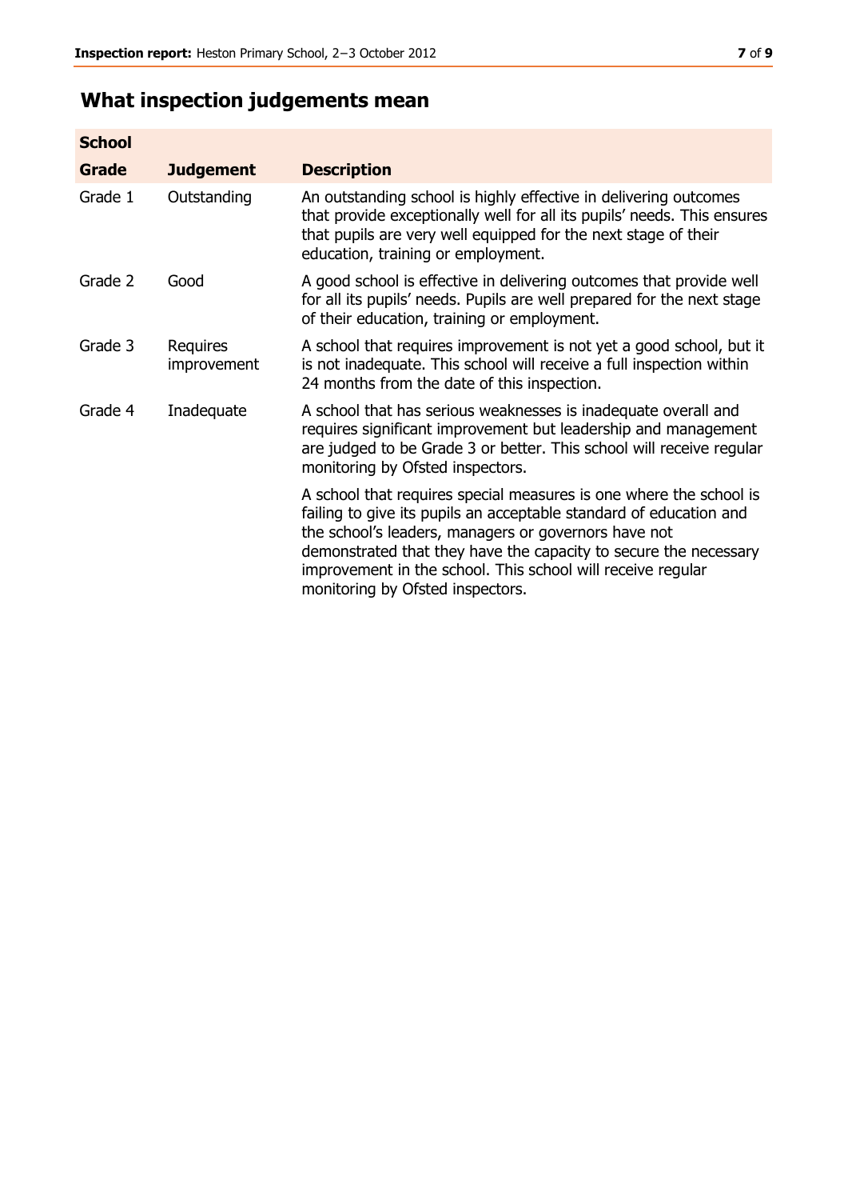## What inspection judgements mean

| School Grade | Judgement | Description |
|---|---|---|
| Grade 1 | Outstanding | An outstanding school is highly effective in delivering outcomes that provide exceptionally well for all its pupils' needs. This ensures that pupils are very well equipped for the next stage of their education, training or employment. |
| Grade 2 | Good | A good school is effective in delivering outcomes that provide well for all its pupils' needs. Pupils are well prepared for the next stage of their education, training or employment. |
| Grade 3 | Requires improvement | A school that requires improvement is not yet a good school, but it is not inadequate. This school will receive a full inspection within 24 months from the date of this inspection. |
| Grade 4 | Inadequate | A school that has serious weaknesses is inadequate overall and requires significant improvement but leadership and management are judged to be Grade 3 or better. This school will receive regular monitoring by Ofsted inspectors. |
| | | A school that requires special measures is one where the school is failing to give its pupils an acceptable standard of education and the school's leaders, managers or governors have not demonstrated that they have the capacity to secure the necessary improvement in the school. This school will receive regular monitoring by Ofsted inspectors. |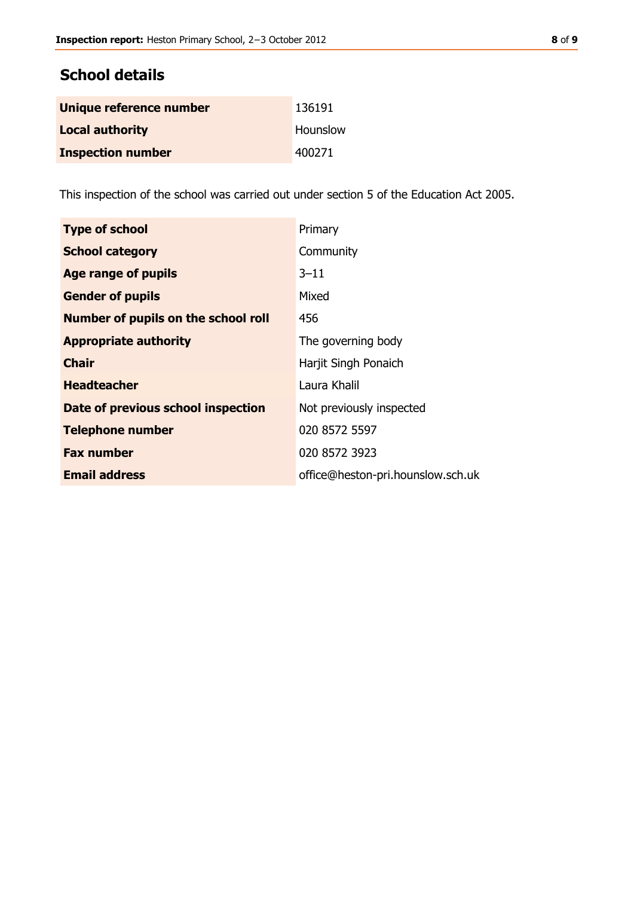## School details

| | |
|---|---|
| **Unique reference number** | 136191 |
| **Local authority** | Hounslow |
| **Inspection number** | 400271 |

This inspection of the school was carried out under section 5 of the Education Act 2005.

| | |
|---|---|
| **Type of school** | Primary |
| **School category** | Community |
| **Age range of pupils** | 3–11 |
| **Gender of pupils** | Mixed |
| **Number of pupils on the school roll** | 456 |
| **Appropriate authority** | The governing body |
| **Chair** | Harjit Singh Ponaich |
| **Headteacher** | Laura Khalil |
| **Date of previous school inspection** | Not previously inspected |
| **Telephone number** | 020 8572 5597 |
| **Fax number** | 020 8572 3923 |
| **Email address** | office@heston-pri.hounslow.sch.uk |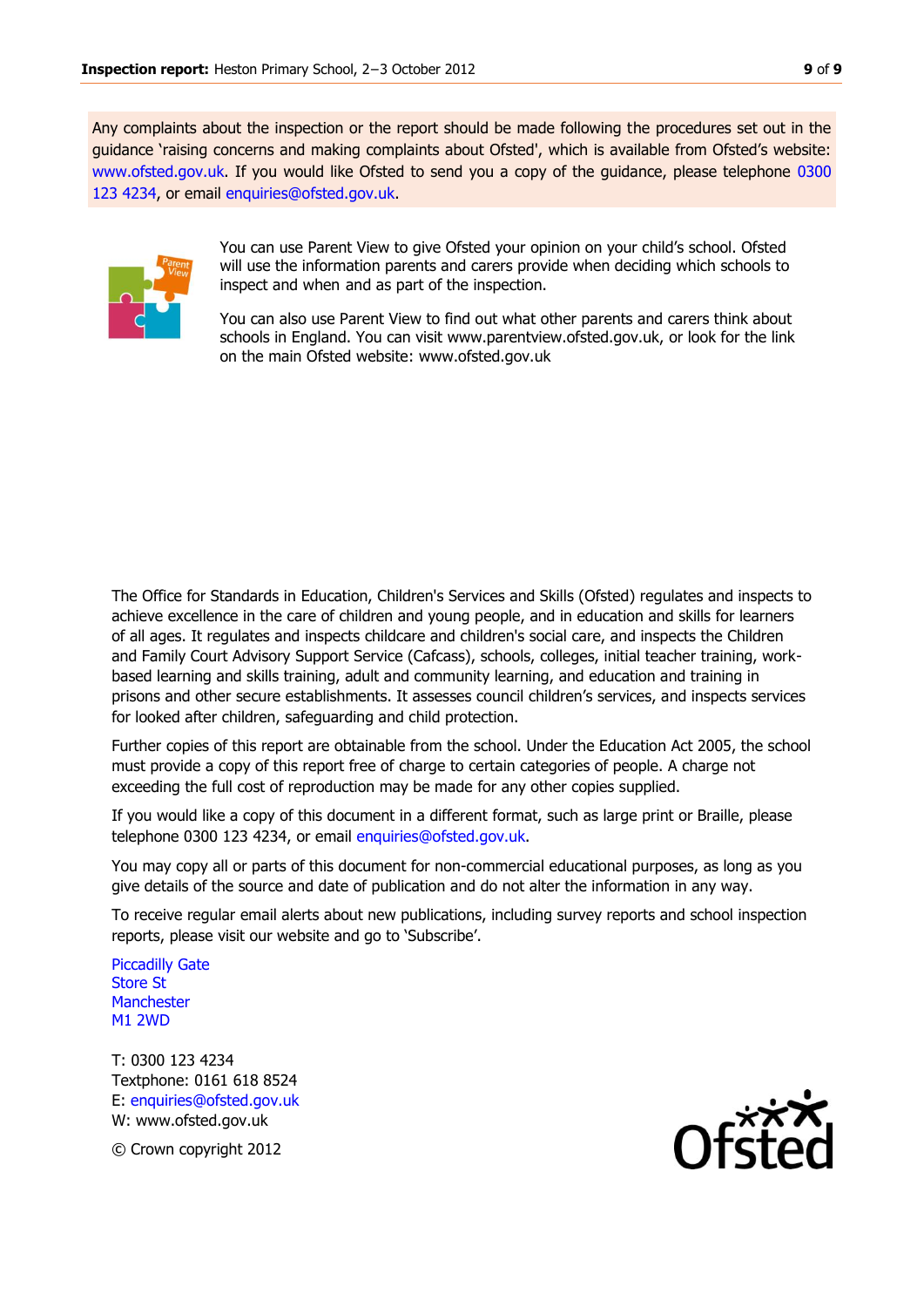Any complaints about the inspection or the report should be made following the procedures set out in the guidance 'raising concerns and making complaints about Ofsted', which is available from Ofsted's website: www.ofsted.gov.uk. If you would like Ofsted to send you a copy of the guidance, please telephone 0300 123 4234, or email enquiries@ofsted.gov.uk.

You can use Parent View to give Ofsted your opinion on your child's school. Ofsted will use the information parents and carers provide when deciding which schools to inspect and when and as part of the inspection.

You can also use Parent View to find out what other parents and carers think about schools in England. You can visit www.parentview.ofsted.gov.uk, or look for the link on the main Ofsted website: www.ofsted.gov.uk

The Office for Standards in Education, Children's Services and Skills (Ofsted) regulates and inspects to achieve excellence in the care of children and young people, and in education and skills for learners of all ages. It regulates and inspects childcare and children's social care, and inspects the Children and Family Court Advisory Support Service (Cafcass), schools, colleges, initial teacher training, work-based learning and skills training, adult and community learning, and education and training in prisons and other secure establishments. It assesses council children's services, and inspects services for looked after children, safeguarding and child protection.

Further copies of this report are obtainable from the school. Under the Education Act 2005, the school must provide a copy of this report free of charge to certain categories of people. A charge not exceeding the full cost of reproduction may be made for any other copies supplied.

If you would like a copy of this document in a different format, such as large print or Braille, please telephone 0300 123 4234, or email enquiries@ofsted.gov.uk.

You may copy all or parts of this document for non-commercial educational purposes, as long as you give details of the source and date of publication and do not alter the information in any way.

To receive regular email alerts about new publications, including survey reports and school inspection reports, please visit our website and go to 'Subscribe'.

Piccadilly Gate
Store St
Manchester
M1 2WD

T: 0300 123 4234
Textphone: 0161 618 8524
E: enquiries@ofsted.gov.uk
W: www.ofsted.gov.uk

© Crown copyright 2012